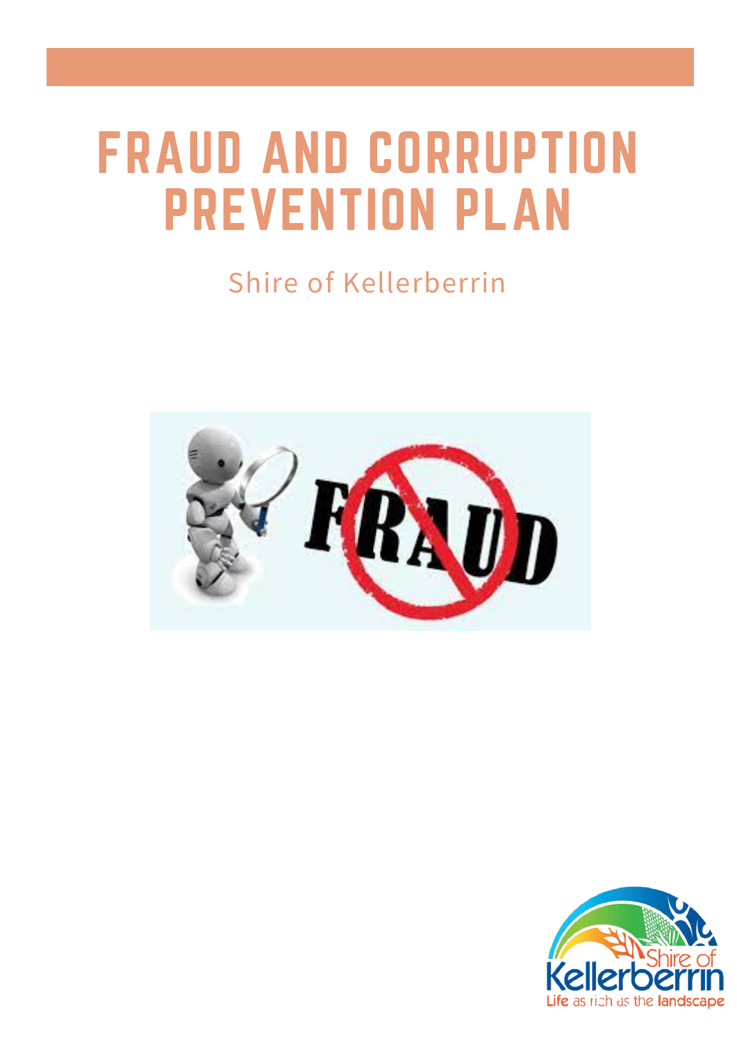# FRAUD AND CORRUPTION PREVENTION PLAN

Shire of Kellerberrin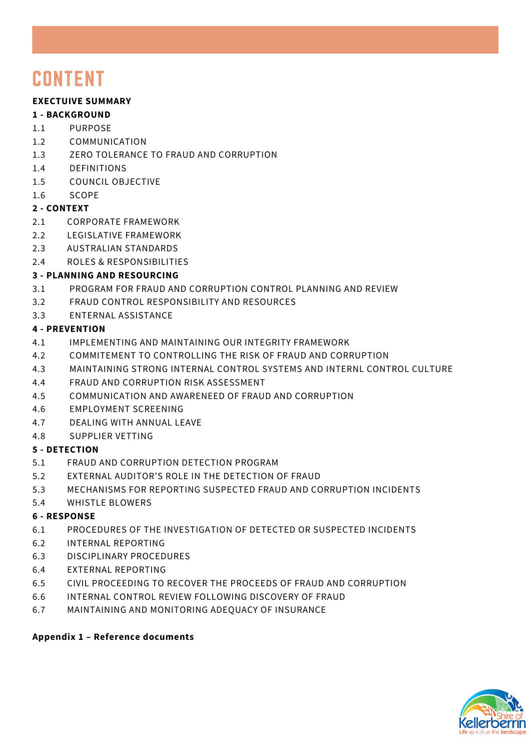# CONTENT

**EXECTUIVE SUMMARY**

**1 - BACKGROUND**

1.1 PURPOSE
1.2 COMMUNICATION
1.3 ZERO TOLERANCE TO FRAUD AND CORRUPTION
1.4 DEFINITIONS
1.5 COUNCIL OBJECTIVE
1.6 SCOPE

**2 - CONTEXT**

2.1 CORPORATE FRAMEWORK
2.2 LEGISLATIVE FRAMEWORK
2.3 AUSTRALIAN STANDARDS
2.4 ROLES & RESPONSIBILITIES

**3 - PLANNING AND RESOURCING**

3.1 PROGRAM FOR FRAUD AND CORRUPTION CONTROL PLANNING AND REVIEW
3.2 FRAUD CONTROL RESPONSIBILITY AND RESOURCES
3.3 ENTERNAL ASSISTANCE

**4 - PREVENTION**

4.1 IMPLEMENTING AND MAINTAINING OUR INTEGRITY FRAMEWORK
4.2 COMMITEMENT TO CONTROLLING THE RISK OF FRAUD AND CORRUPTION
4.3 MAINTAINING STRONG INTERNAL CONTROL SYSTEMS AND INTERNL CONTROL CULTURE
4.4 FRAUD AND CORRUPTION RISK ASSESSMENT
4.5 COMMUNICATION AND AWARENEED OF FRAUD AND CORRUPTION
4.6 EMPLOYMENT SCREENING
4.7 DEALING WITH ANNUAL LEAVE
4.8 SUPPLIER VETTING

**5 - DETECTION**

5.1 FRAUD AND CORRUPTION DETECTION PROGRAM
5.2 EXTERNAL AUDITOR'S ROLE IN THE DETECTION OF FRAUD
5.3 MECHANISMS FOR REPORTING SUSPECTED FRAUD AND CORRUPTION INCIDENTS
5.4 WHISTLE BLOWERS

**6 - RESPONSE**

6.1 PROCEDURES OF THE INVESTIGATION OF DETECTED OR SUSPECTED INCIDENTS
6.2 INTERNAL REPORTING
6.3 DISCIPLINARY PROCEDURES
6.4 EXTERNAL REPORTING
6.5 CIVIL PROCEEDING TO RECOVER THE PROCEEDS OF FRAUD AND CORRUPTION
6.6 INTERNAL CONTROL REVIEW FOLLOWING DISCOVERY OF FRAUD
6.7 MAINTAINING AND MONITORING ADEQUACY OF INSURANCE

**Appendix 1 – Reference documents**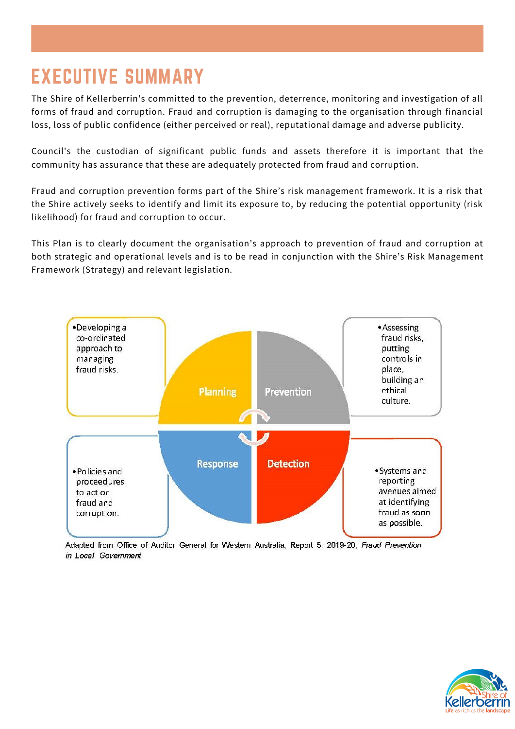# EXECUTIVE SUMMARY

The Shire of Kellerberrin's committed to the prevention, deterrence, monitoring and investigation of all forms of fraud and corruption. Fraud and corruption is damaging to the organisation through financial loss, loss of public confidence (either perceived or real), reputational damage and adverse publicity.

Council's the custodian of significant public funds and assets therefore it is important that the community has assurance that these are adequately protected from fraud and corruption.

Fraud and corruption prevention forms part of the Shire's risk management framework. It is a risk that the Shire actively seeks to identify and limit its exposure to, by reducing the potential opportunity (risk likelihood) for fraud and corruption to occur.

This Plan is to clearly document the organisation's approach to prevention of fraud and corruption at both strategic and operational levels and is to be read in conjunction with the Shire's Risk Management Framework (Strategy) and relevant legislation.

**Planning**
- Developing a co-ordinated approach to managing fraud risks.

**Prevention**
- Assessing fraud risks, putting controls in place, building an ethical culture.

**Detection**
- Systems and reporting avenues aimed at identifying fraud as soon as possible.

**Response**
- Policies and proceedures to act on fraud and corruption.

Adapted from Office of Auditor General for Western Australia, Report 5: 2019-20, *Fraud Prevention in Local Government*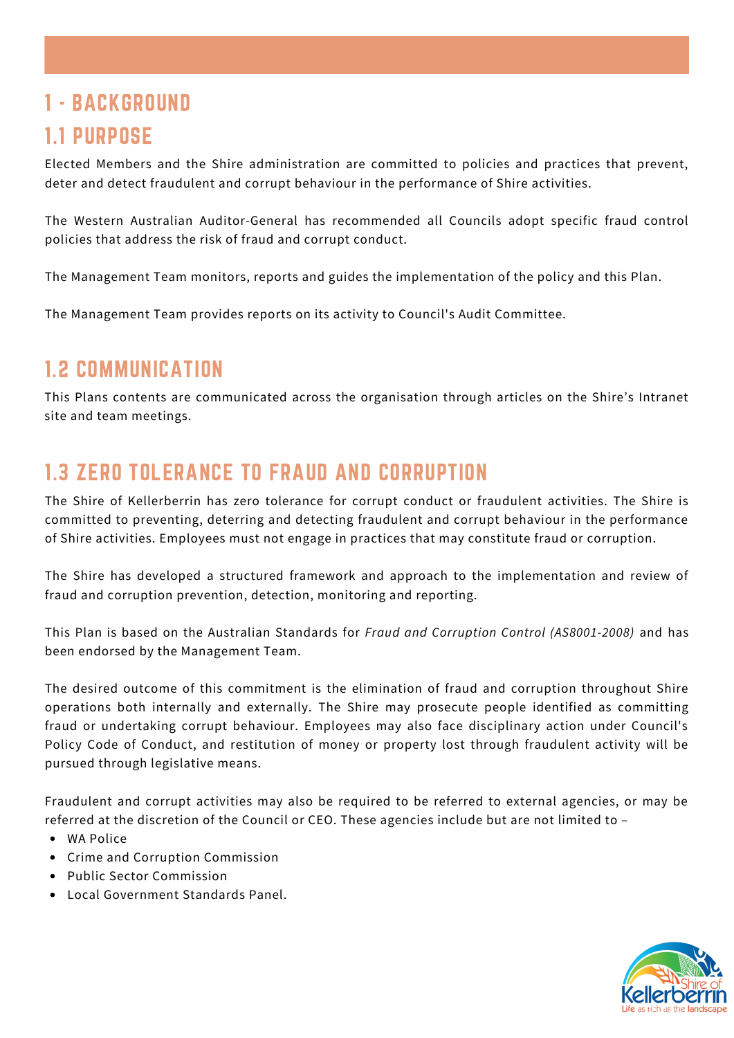# 1 - BACKGROUND

## 1.1 PURPOSE

Elected Members and the Shire administration are committed to policies and practices that prevent, deter and detect fraudulent and corrupt behaviour in the performance of Shire activities.

The Western Australian Auditor-General has recommended all Councils adopt specific fraud control policies that address the risk of fraud and corrupt conduct.

The Management Team monitors, reports and guides the implementation of the policy and this Plan.

The Management Team provides reports on its activity to Council's Audit Committee.

## 1.2 COMMUNICATION

This Plans contents are communicated across the organisation through articles on the Shire's Intranet site and team meetings.

## 1.3 ZERO TOLERANCE TO FRAUD AND CORRUPTION

The Shire of Kellerberrin has zero tolerance for corrupt conduct or fraudulent activities. The Shire is committed to preventing, deterring and detecting fraudulent and corrupt behaviour in the performance of Shire activities. Employees must not engage in practices that may constitute fraud or corruption.

The Shire has developed a structured framework and approach to the implementation and review of fraud and corruption prevention, detection, monitoring and reporting.

This Plan is based on the Australian Standards for *Fraud and Corruption Control (AS8001-2008)* and has been endorsed by the Management Team.

The desired outcome of this commitment is the elimination of fraud and corruption throughout Shire operations both internally and externally. The Shire may prosecute people identified as committing fraud or undertaking corrupt behaviour. Employees may also face disciplinary action under Council's Policy Code of Conduct, and restitution of money or property lost through fraudulent activity will be pursued through legislative means.

Fraudulent and corrupt activities may also be required to be referred to external agencies, or may be referred at the discretion of the Council or CEO. These agencies include but are not limited to –

- WA Police
- Crime and Corruption Commission
- Public Sector Commission
- Local Government Standards Panel.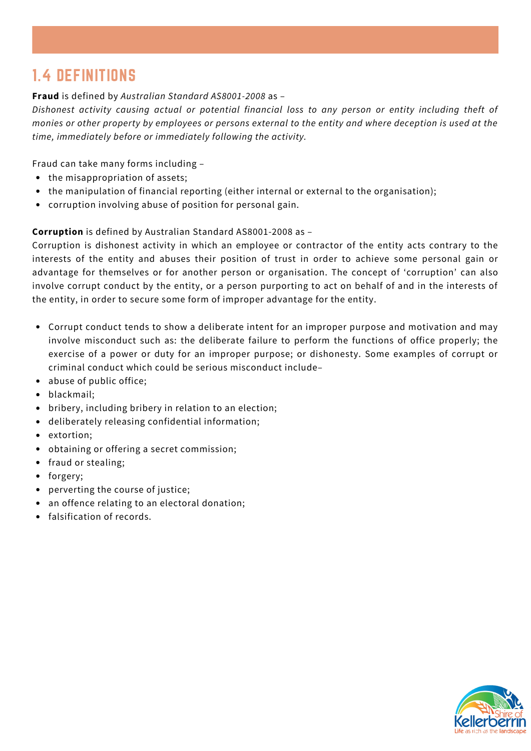## 1.4 DEFINITIONS

**Fraud** is defined by *Australian Standard AS8001-2008* as –
*Dishonest activity causing actual or potential financial loss to any person or entity including theft of monies or other property by employees or persons external to the entity and where deception is used at the time, immediately before or immediately following the activity.*

Fraud can take many forms including –

- the misappropriation of assets;
- the manipulation of financial reporting (either internal or external to the organisation);
- corruption involving abuse of position for personal gain.

**Corruption** is defined by Australian Standard AS8001-2008 as –
Corruption is dishonest activity in which an employee or contractor of the entity acts contrary to the interests of the entity and abuses their position of trust in order to achieve some personal gain or advantage for themselves or for another person or organisation. The concept of 'corruption' can also involve corrupt conduct by the entity, or a person purporting to act on behalf of and in the interests of the entity, in order to secure some form of improper advantage for the entity.

- Corrupt conduct tends to show a deliberate intent for an improper purpose and motivation and may involve misconduct such as: the deliberate failure to perform the functions of office properly; the exercise of a power or duty for an improper purpose; or dishonesty. Some examples of corrupt or criminal conduct which could be serious misconduct include–
- abuse of public office;
- blackmail;
- bribery, including bribery in relation to an election;
- deliberately releasing confidential information;
- extortion;
- obtaining or offering a secret commission;
- fraud or stealing;
- forgery;
- perverting the course of justice;
- an offence relating to an electoral donation;
- falsification of records.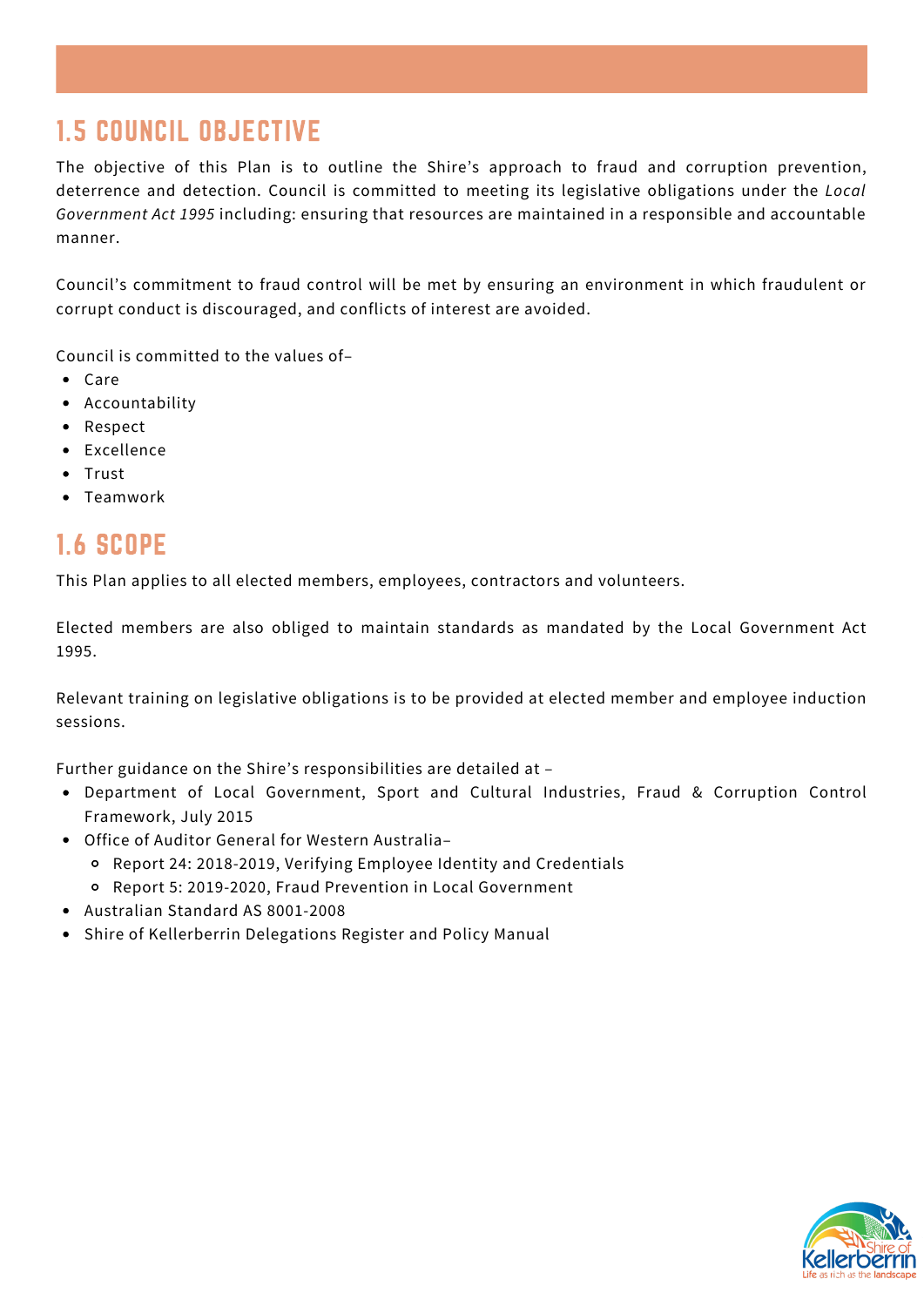## 1.5 COUNCIL OBJECTIVE

The objective of this Plan is to outline the Shire's approach to fraud and corruption prevention, deterrence and detection. Council is committed to meeting its legislative obligations under the *Local Government Act 1995* including: ensuring that resources are maintained in a responsible and accountable manner.

Council's commitment to fraud control will be met by ensuring an environment in which fraudulent or corrupt conduct is discouraged, and conflicts of interest are avoided.

Council is committed to the values of–

- Care
- Accountability
- Respect
- Excellence
- Trust
- Teamwork

## 1.6 SCOPE

This Plan applies to all elected members, employees, contractors and volunteers.

Elected members are also obliged to maintain standards as mandated by the Local Government Act 1995.

Relevant training on legislative obligations is to be provided at elected member and employee induction sessions.

Further guidance on the Shire's responsibilities are detailed at –

- Department of Local Government, Sport and Cultural Industries, Fraud & Corruption Control Framework, July 2015
- Office of Auditor General for Western Australia–
  - Report 24: 2018-2019, Verifying Employee Identity and Credentials
  - Report 5: 2019-2020, Fraud Prevention in Local Government
- Australian Standard AS 8001-2008
- Shire of Kellerberrin Delegations Register and Policy Manual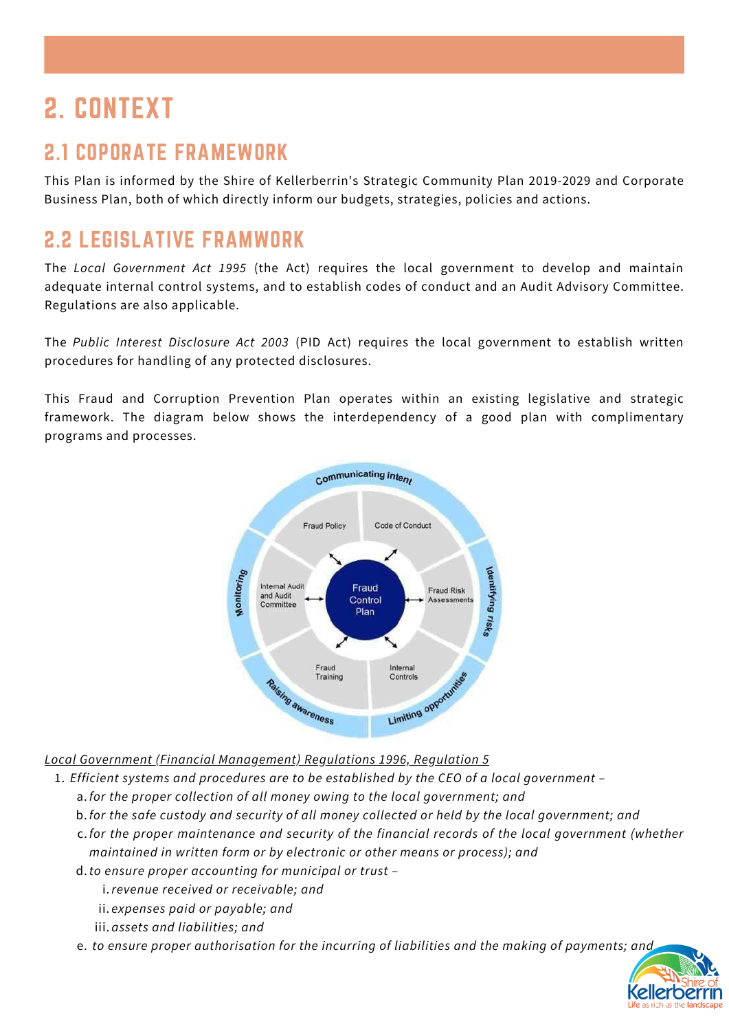# 2. CONTEXT

## 2.1 COPORATE FRAMEWORK

This Plan is informed by the Shire of Kellerberrin's Strategic Community Plan 2019-2029 and Corporate Business Plan, both of which directly inform our budgets, strategies, policies and actions.

## 2.2 LEGISLATIVE FRAMWORK

The *Local Government Act 1995* (the Act) requires the local government to develop and maintain adequate internal control systems, and to establish codes of conduct and an Audit Advisory Committee. Regulations are also applicable.

The *Public Interest Disclosure Act 2003* (PID Act) requires the local government to establish written procedures for handling of any protected disclosures.

This Fraud and Corruption Prevention Plan operates within an existing legislative and strategic framework. The diagram below shows the interdependency of a good plan with complimentary programs and processes.

<u>*Local Government (Financial Management) Regulations 1996, Regulation 5*</u>

1. *Efficient systems and procedures are to be established by the CEO of a local government –*
   a. *for the proper collection of all money owing to the local government; and*
   b. *for the safe custody and security of all money collected or held by the local government; and*
   c. *for the proper maintenance and security of the financial records of the local government (whether maintained in written form or by electronic or other means or process); and*
   d. *to ensure proper accounting for municipal or trust –*
      i. *revenue received or receivable; and*
      ii. *expenses paid or payable; and*
      iii. *assets and liabilities; and*
   e. *to ensure proper authorisation for the incurring of liabilities and the making of payments; and*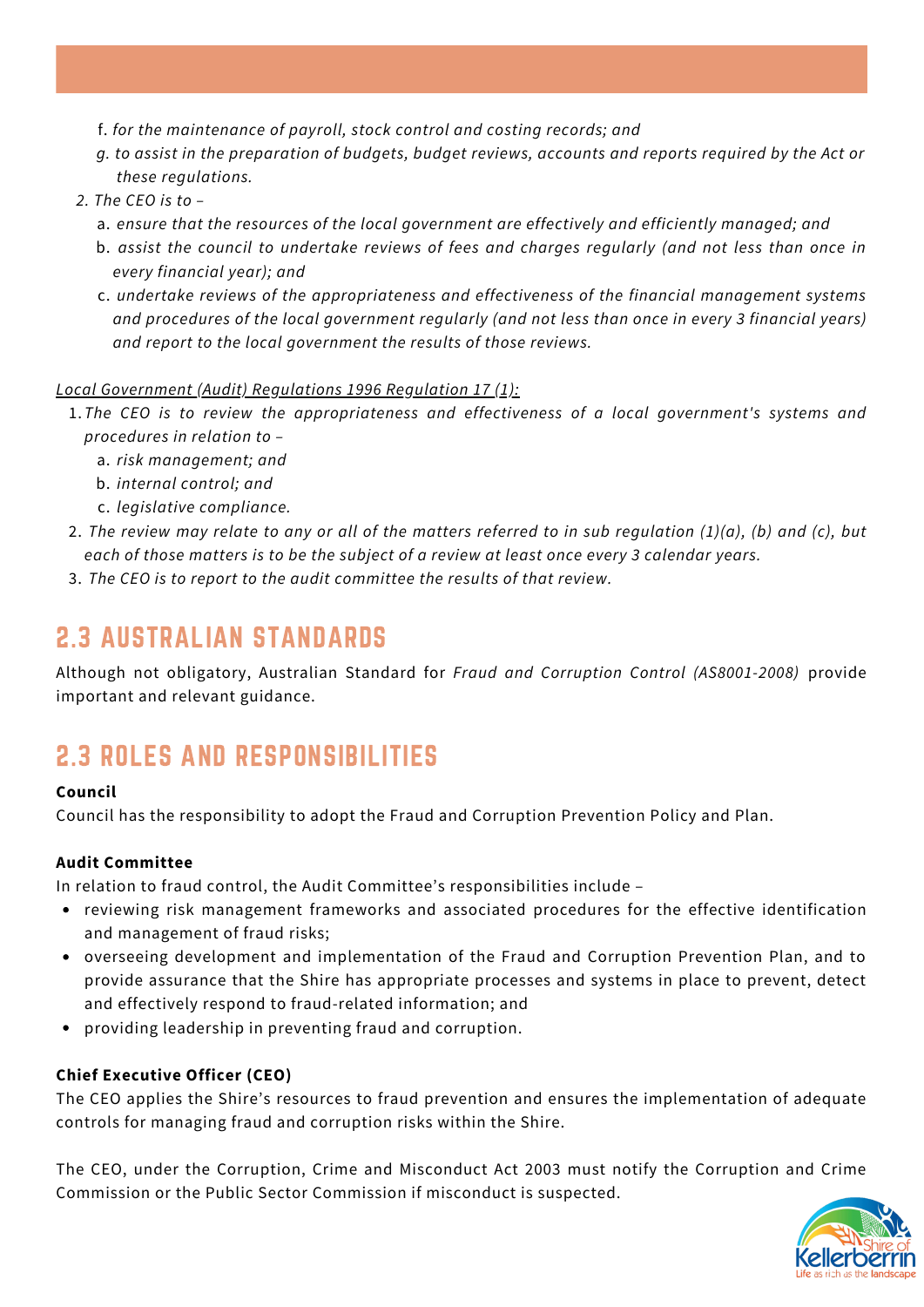f. *for the maintenance of payroll, stock control and costing records; and*
g. *to assist in the preparation of budgets, budget reviews, accounts and reports required by the Act or these regulations.*

2. *The CEO is to –*
   a. *ensure that the resources of the local government are effectively and efficiently managed; and*
   b. *assist the council to undertake reviews of fees and charges regularly (and not less than once in every financial year); and*
   c. *undertake reviews of the appropriateness and effectiveness of the financial management systems and procedures of the local government regularly (and not less than once in every 3 financial years) and report to the local government the results of those reviews.*

*Local Government (Audit) Regulations 1996 Regulation 17 (1):*

1. *The CEO is to review the appropriateness and effectiveness of a local government's systems and procedures in relation to –*
   a. *risk management; and*
   b. *internal control; and*
   c. *legislative compliance.*
2. *The review may relate to any or all of the matters referred to in sub regulation (1)(a), (b) and (c), but each of those matters is to be the subject of a review at least once every 3 calendar years.*
3. *The CEO is to report to the audit committee the results of that review.*

## 2.3 AUSTRALIAN STANDARDS

Although not obligatory, Australian Standard for *Fraud and Corruption Control (AS8001-2008)* provide important and relevant guidance.

## 2.3 ROLES AND RESPONSIBILITIES

**Council**

Council has the responsibility to adopt the Fraud and Corruption Prevention Policy and Plan.

**Audit Committee**

In relation to fraud control, the Audit Committee's responsibilities include –

- reviewing risk management frameworks and associated procedures for the effective identification and management of fraud risks;
- overseeing development and implementation of the Fraud and Corruption Prevention Plan, and to provide assurance that the Shire has appropriate processes and systems in place to prevent, detect and effectively respond to fraud-related information; and
- providing leadership in preventing fraud and corruption.

**Chief Executive Officer (CEO)**

The CEO applies the Shire's resources to fraud prevention and ensures the implementation of adequate controls for managing fraud and corruption risks within the Shire.

The CEO, under the Corruption, Crime and Misconduct Act 2003 must notify the Corruption and Crime Commission or the Public Sector Commission if misconduct is suspected.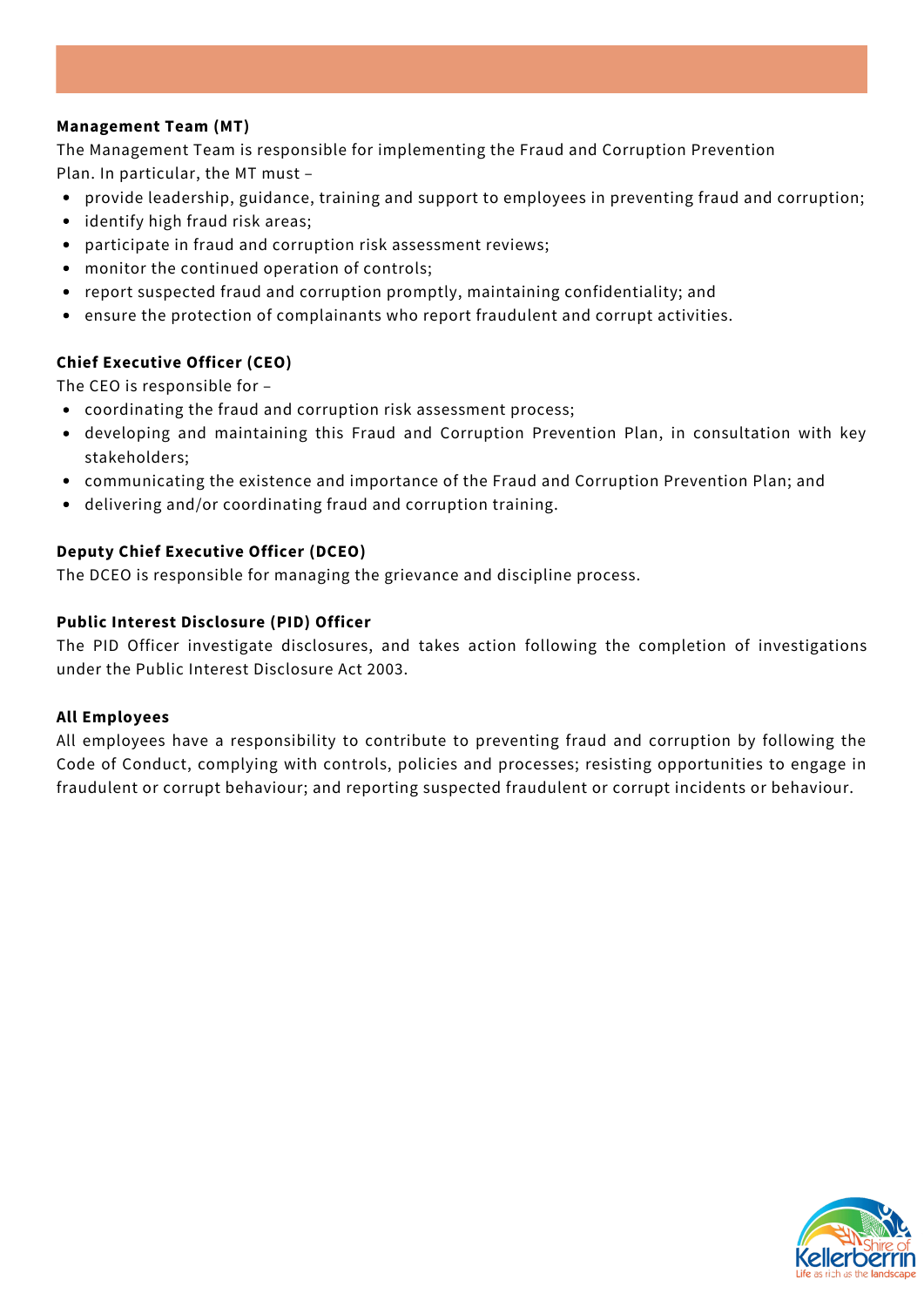**Management Team (MT)**

The Management Team is responsible for implementing the Fraud and Corruption Prevention Plan. In particular, the MT must –

- provide leadership, guidance, training and support to employees in preventing fraud and corruption;
- identify high fraud risk areas;
- participate in fraud and corruption risk assessment reviews;
- monitor the continued operation of controls;
- report suspected fraud and corruption promptly, maintaining confidentiality; and
- ensure the protection of complainants who report fraudulent and corrupt activities.

**Chief Executive Officer (CEO)**

The CEO is responsible for –

- coordinating the fraud and corruption risk assessment process;
- developing and maintaining this Fraud and Corruption Prevention Plan, in consultation with key stakeholders;
- communicating the existence and importance of the Fraud and Corruption Prevention Plan; and
- delivering and/or coordinating fraud and corruption training.

**Deputy Chief Executive Officer (DCEO)**

The DCEO is responsible for managing the grievance and discipline process.

**Public Interest Disclosure (PID) Officer**

The PID Officer investigate disclosures, and takes action following the completion of investigations under the Public Interest Disclosure Act 2003.

**All Employees**

All employees have a responsibility to contribute to preventing fraud and corruption by following the Code of Conduct, complying with controls, policies and processes; resisting opportunities to engage in fraudulent or corrupt behaviour; and reporting suspected fraudulent or corrupt incidents or behaviour.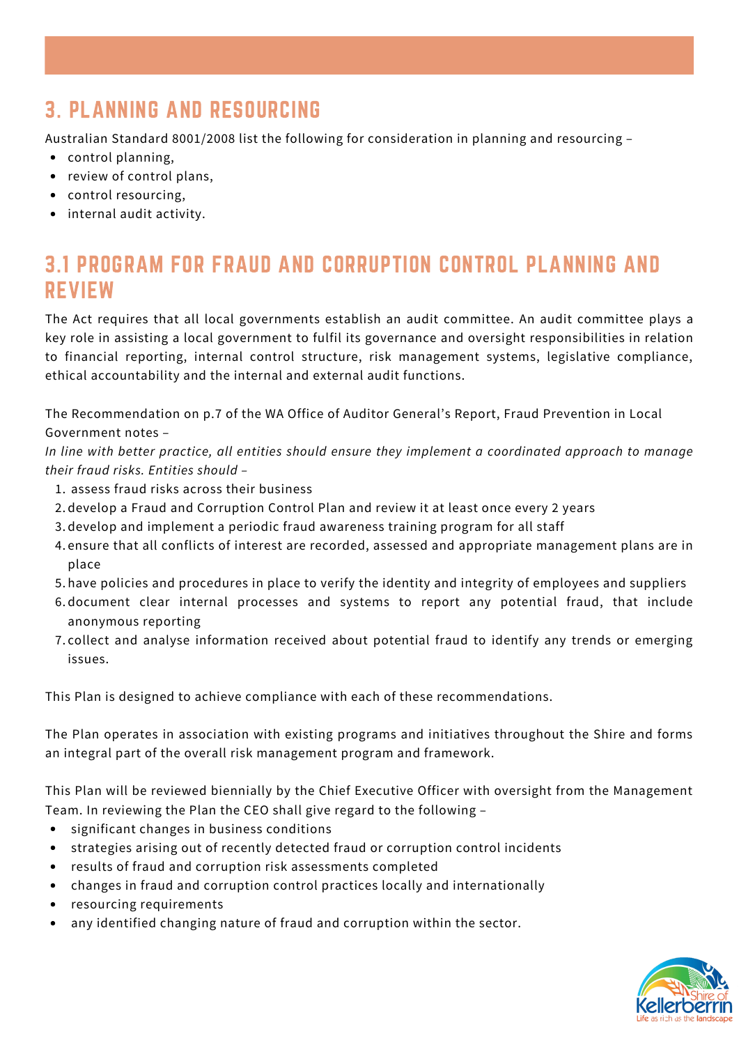# 3. PLANNING AND RESOURCING

Australian Standard 8001/2008 list the following for consideration in planning and resourcing –

- control planning,
- review of control plans,
- control resourcing,
- internal audit activity.

## 3.1 PROGRAM FOR FRAUD AND CORRUPTION CONTROL PLANNING AND REVIEW

The Act requires that all local governments establish an audit committee. An audit committee plays a key role in assisting a local government to fulfil its governance and oversight responsibilities in relation to financial reporting, internal control structure, risk management systems, legislative compliance, ethical accountability and the internal and external audit functions.

The Recommendation on p.7 of the WA Office of Auditor General's Report, Fraud Prevention in Local Government notes –

*In line with better practice, all entities should ensure they implement a coordinated approach to manage their fraud risks. Entities should –*

1. assess fraud risks across their business
2. develop a Fraud and Corruption Control Plan and review it at least once every 2 years
3. develop and implement a periodic fraud awareness training program for all staff
4. ensure that all conflicts of interest are recorded, assessed and appropriate management plans are in place
5. have policies and procedures in place to verify the identity and integrity of employees and suppliers
6. document clear internal processes and systems to report any potential fraud, that include anonymous reporting
7. collect and analyse information received about potential fraud to identify any trends or emerging issues.

This Plan is designed to achieve compliance with each of these recommendations.

The Plan operates in association with existing programs and initiatives throughout the Shire and forms an integral part of the overall risk management program and framework.

This Plan will be reviewed biennially by the Chief Executive Officer with oversight from the Management Team. In reviewing the Plan the CEO shall give regard to the following –

- significant changes in business conditions
- strategies arising out of recently detected fraud or corruption control incidents
- results of fraud and corruption risk assessments completed
- changes in fraud and corruption control practices locally and internationally
- resourcing requirements
- any identified changing nature of fraud and corruption within the sector.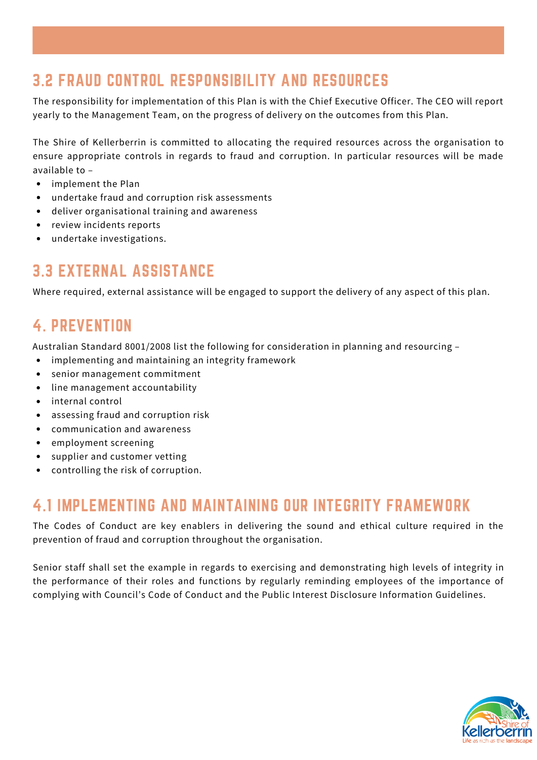## 3.2 FRAUD CONTROL RESPONSIBILITY AND RESOURCES

The responsibility for implementation of this Plan is with the Chief Executive Officer. The CEO will report yearly to the Management Team, on the progress of delivery on the outcomes from this Plan.

The Shire of Kellerberrin is committed to allocating the required resources across the organisation to ensure appropriate controls in regards to fraud and corruption. In particular resources will be made available to –

- implement the Plan
- undertake fraud and corruption risk assessments
- deliver organisational training and awareness
- review incidents reports
- undertake investigations.

## 3.3 EXTERNAL ASSISTANCE

Where required, external assistance will be engaged to support the delivery of any aspect of this plan.

# 4. PREVENTION

Australian Standard 8001/2008 list the following for consideration in planning and resourcing –

- implementing and maintaining an integrity framework
- senior management commitment
- line management accountability
- internal control
- assessing fraud and corruption risk
- communication and awareness
- employment screening
- supplier and customer vetting
- controlling the risk of corruption.

## 4.1 IMPLEMENTING AND MAINTAINING OUR INTEGRITY FRAMEWORK

The Codes of Conduct are key enablers in delivering the sound and ethical culture required in the prevention of fraud and corruption throughout the organisation.

Senior staff shall set the example in regards to exercising and demonstrating high levels of integrity in the performance of their roles and functions by regularly reminding employees of the importance of complying with Council's Code of Conduct and the Public Interest Disclosure Information Guidelines.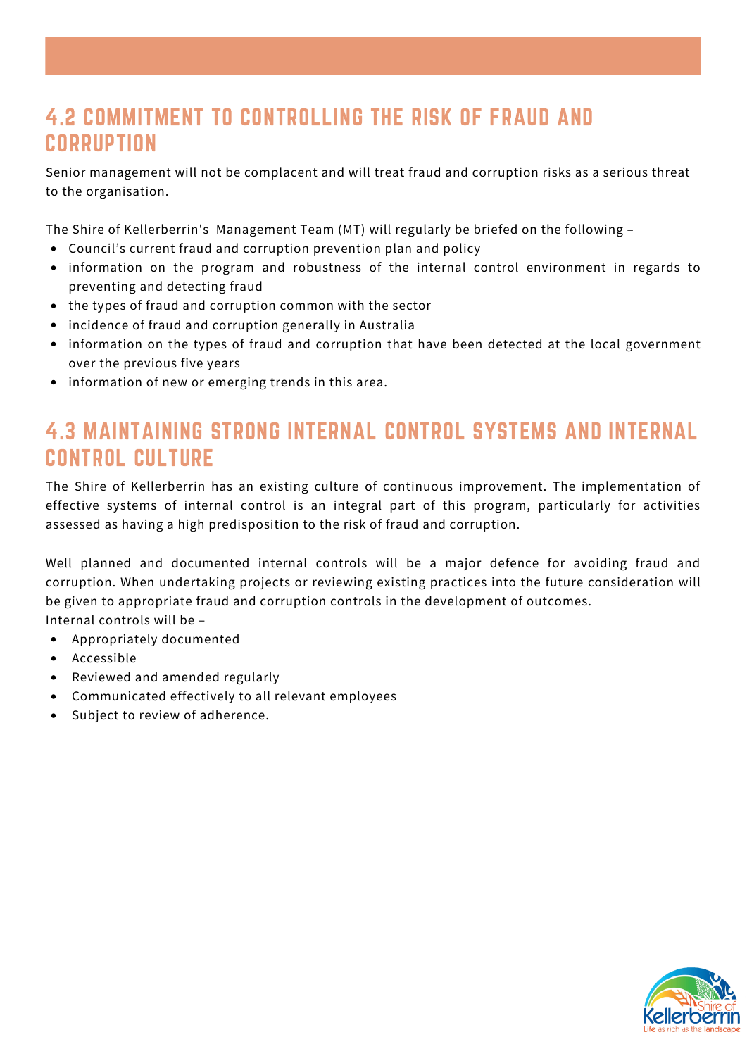## 4.2 COMMITMENT TO CONTROLLING THE RISK OF FRAUD AND CORRUPTION

Senior management will not be complacent and will treat fraud and corruption risks as a serious threat to the organisation.

The Shire of Kellerberrin's Management Team (MT) will regularly be briefed on the following –

- Council's current fraud and corruption prevention plan and policy
- information on the program and robustness of the internal control environment in regards to preventing and detecting fraud
- the types of fraud and corruption common with the sector
- incidence of fraud and corruption generally in Australia
- information on the types of fraud and corruption that have been detected at the local government over the previous five years
- information of new or emerging trends in this area.

## 4.3 MAINTAINING STRONG INTERNAL CONTROL SYSTEMS AND INTERNAL CONTROL CULTURE

The Shire of Kellerberrin has an existing culture of continuous improvement. The implementation of effective systems of internal control is an integral part of this program, particularly for activities assessed as having a high predisposition to the risk of fraud and corruption.

Well planned and documented internal controls will be a major defence for avoiding fraud and corruption. When undertaking projects or reviewing existing practices into the future consideration will be given to appropriate fraud and corruption controls in the development of outcomes.
Internal controls will be –

- Appropriately documented
- Accessible
- Reviewed and amended regularly
- Communicated effectively to all relevant employees
- Subject to review of adherence.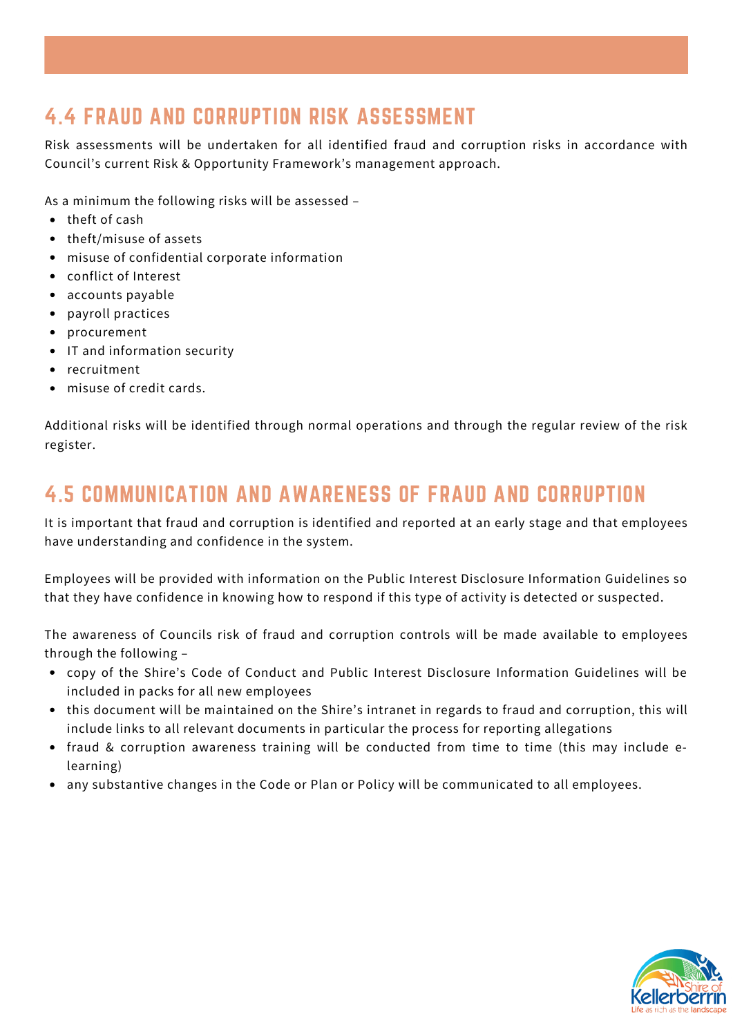## 4.4 FRAUD AND CORRUPTION RISK ASSESSMENT

Risk assessments will be undertaken for all identified fraud and corruption risks in accordance with Council's current Risk & Opportunity Framework's management approach.

As a minimum the following risks will be assessed –

- theft of cash
- theft/misuse of assets
- misuse of confidential corporate information
- conflict of Interest
- accounts payable
- payroll practices
- procurement
- IT and information security
- recruitment
- misuse of credit cards.

Additional risks will be identified through normal operations and through the regular review of the risk register.

## 4.5 COMMUNICATION AND AWARENESS OF FRAUD AND CORRUPTION

It is important that fraud and corruption is identified and reported at an early stage and that employees have understanding and confidence in the system.

Employees will be provided with information on the Public Interest Disclosure Information Guidelines so that they have confidence in knowing how to respond if this type of activity is detected or suspected.

The awareness of Councils risk of fraud and corruption controls will be made available to employees through the following –

- copy of the Shire's Code of Conduct and Public Interest Disclosure Information Guidelines will be included in packs for all new employees
- this document will be maintained on the Shire's intranet in regards to fraud and corruption, this will include links to all relevant documents in particular the process for reporting allegations
- fraud & corruption awareness training will be conducted from time to time (this may include e-learning)
- any substantive changes in the Code or Plan or Policy will be communicated to all employees.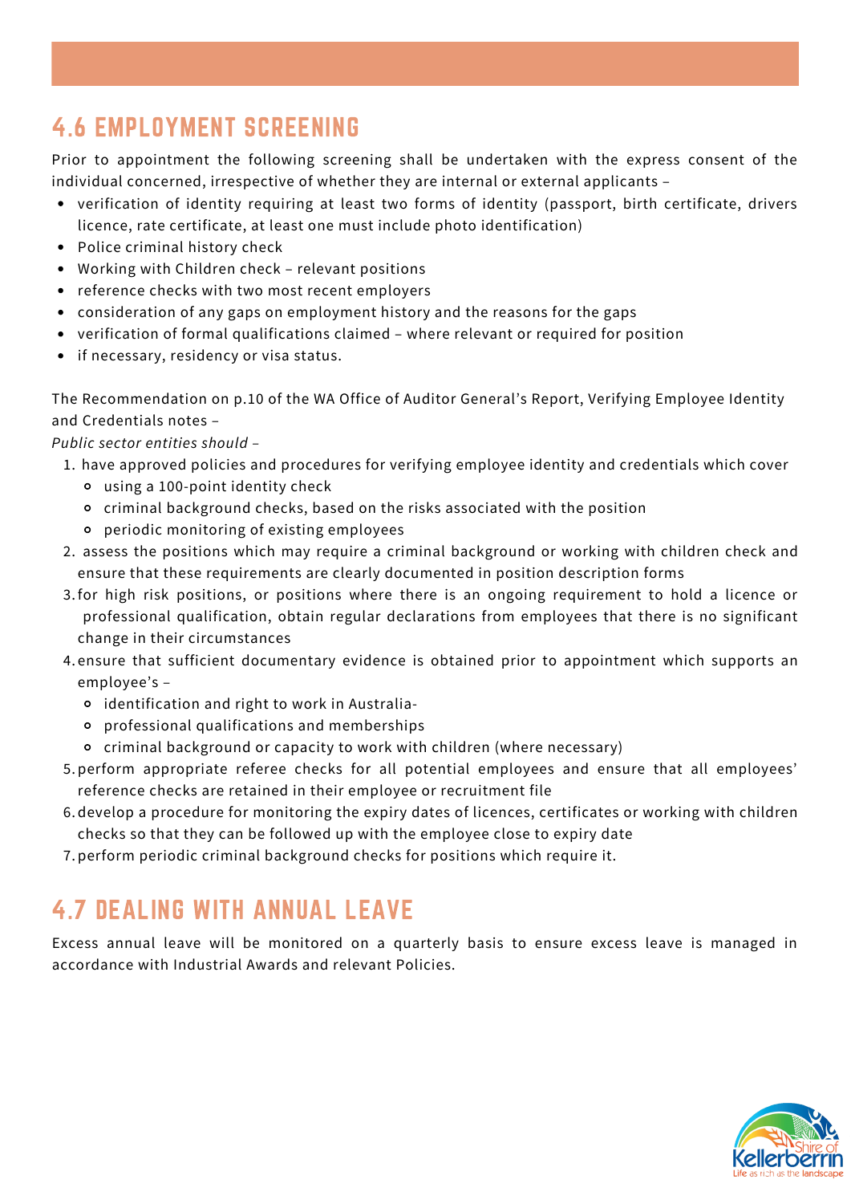## 4.6 EMPLOYMENT SCREENING

Prior to appointment the following screening shall be undertaken with the express consent of the individual concerned, irrespective of whether they are internal or external applicants –

- verification of identity requiring at least two forms of identity (passport, birth certificate, drivers licence, rate certificate, at least one must include photo identification)
- Police criminal history check
- Working with Children check – relevant positions
- reference checks with two most recent employers
- consideration of any gaps on employment history and the reasons for the gaps
- verification of formal qualifications claimed – where relevant or required for position
- if necessary, residency or visa status.

The Recommendation on p.10 of the WA Office of Auditor General's Report, Verifying Employee Identity and Credentials notes –

*Public sector entities should –*

1. have approved policies and procedures for verifying employee identity and credentials which cover
   - using a 100-point identity check
   - criminal background checks, based on the risks associated with the position
   - periodic monitoring of existing employees
2. assess the positions which may require a criminal background or working with children check and ensure that these requirements are clearly documented in position description forms
3. for high risk positions, or positions where there is an ongoing requirement to hold a licence or professional qualification, obtain regular declarations from employees that there is no significant change in their circumstances
4. ensure that sufficient documentary evidence is obtained prior to appointment which supports an employee's –
   - identification and right to work in Australia-
   - professional qualifications and memberships
   - criminal background or capacity to work with children (where necessary)
5. perform appropriate referee checks for all potential employees and ensure that all employees' reference checks are retained in their employee or recruitment file
6. develop a procedure for monitoring the expiry dates of licences, certificates or working with children checks so that they can be followed up with the employee close to expiry date
7. perform periodic criminal background checks for positions which require it.

## 4.7 DEALING WITH ANNUAL LEAVE

Excess annual leave will be monitored on a quarterly basis to ensure excess leave is managed in accordance with Industrial Awards and relevant Policies.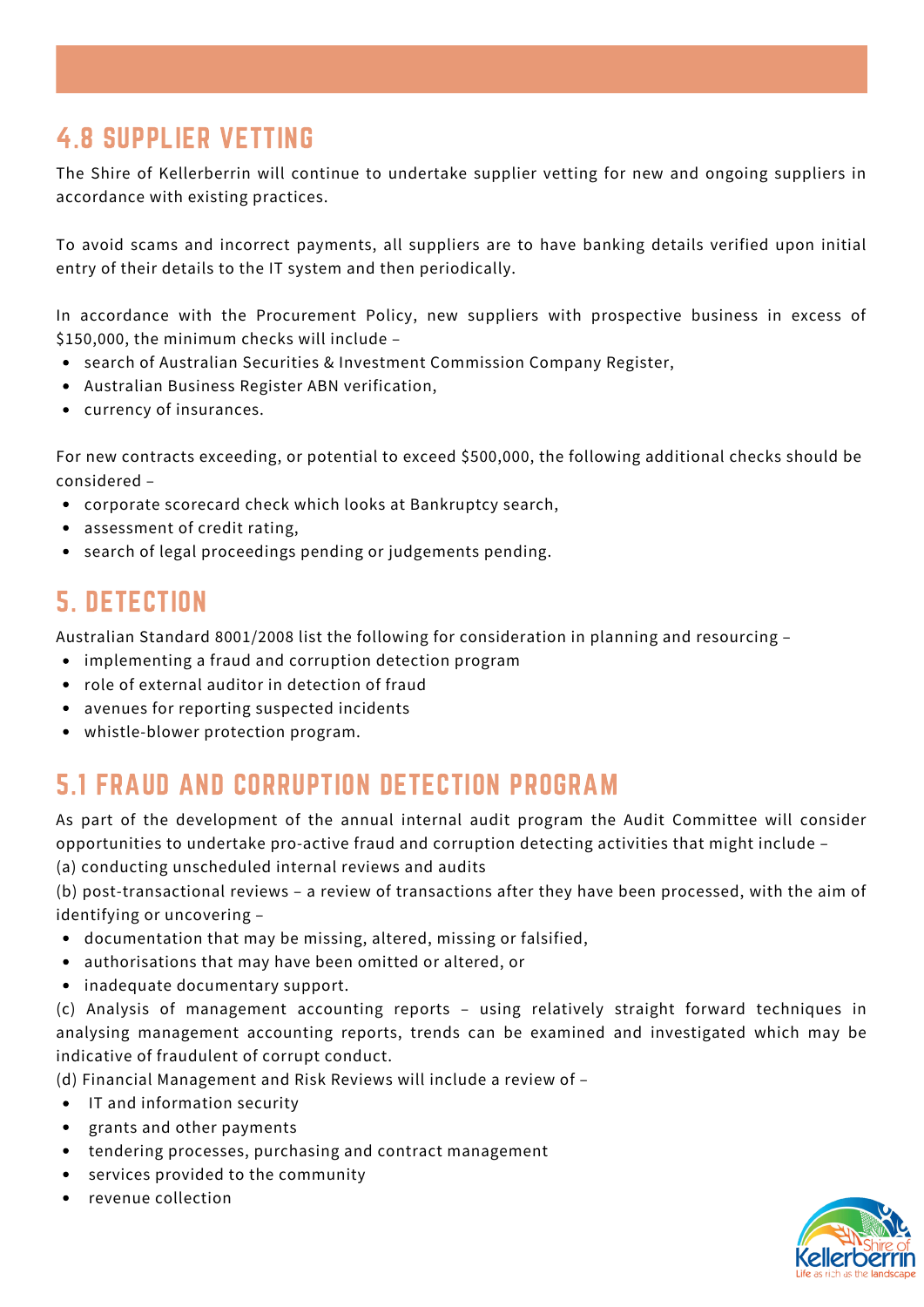## 4.8 SUPPLIER VETTING

The Shire of Kellerberrin will continue to undertake supplier vetting for new and ongoing suppliers in accordance with existing practices.

To avoid scams and incorrect payments, all suppliers are to have banking details verified upon initial entry of their details to the IT system and then periodically.

In accordance with the Procurement Policy, new suppliers with prospective business in excess of $150,000, the minimum checks will include –

- search of Australian Securities & Investment Commission Company Register,
- Australian Business Register ABN verification,
- currency of insurances.

For new contracts exceeding, or potential to exceed $500,000, the following additional checks should be considered –

- corporate scorecard check which looks at Bankruptcy search,
- assessment of credit rating,
- search of legal proceedings pending or judgements pending.

## 5. DETECTION

Australian Standard 8001/2008 list the following for consideration in planning and resourcing –

- implementing a fraud and corruption detection program
- role of external auditor in detection of fraud
- avenues for reporting suspected incidents
- whistle-blower protection program.

## 5.1 FRAUD AND CORRUPTION DETECTION PROGRAM

As part of the development of the annual internal audit program the Audit Committee will consider opportunities to undertake pro-active fraud and corruption detecting activities that might include –

(a) conducting unscheduled internal reviews and audits

(b) post-transactional reviews – a review of transactions after they have been processed, with the aim of identifying or uncovering –

- documentation that may be missing, altered, missing or falsified,
- authorisations that may have been omitted or altered, or
- inadequate documentary support.

(c) Analysis of management accounting reports – using relatively straight forward techniques in analysing management accounting reports, trends can be examined and investigated which may be indicative of fraudulent of corrupt conduct.

(d) Financial Management and Risk Reviews will include a review of –

- IT and information security
- grants and other payments
- tendering processes, purchasing and contract management
- services provided to the community
- revenue collection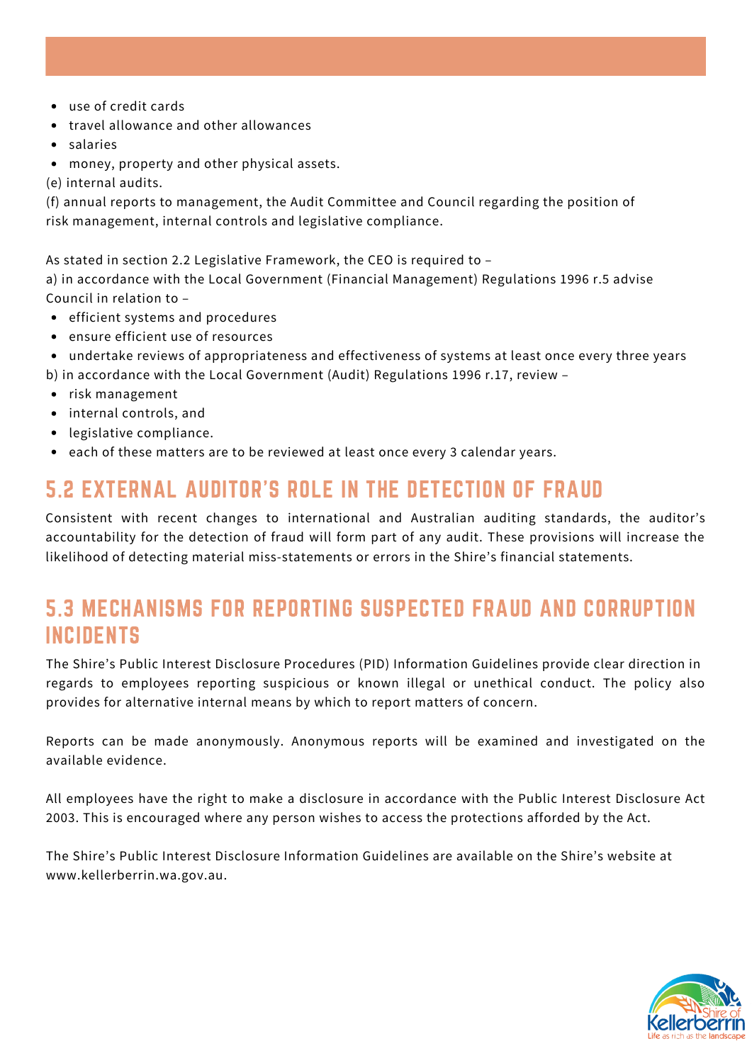- use of credit cards
- travel allowance and other allowances
- salaries
- money, property and other physical assets.

(e) internal audits.

(f) annual reports to management, the Audit Committee and Council regarding the position of risk management, internal controls and legislative compliance.

As stated in section 2.2 Legislative Framework, the CEO is required to –

a) in accordance with the Local Government (Financial Management) Regulations 1996 r.5 advise Council in relation to –

- efficient systems and procedures
- ensure efficient use of resources
- undertake reviews of appropriateness and effectiveness of systems at least once every three years

b) in accordance with the Local Government (Audit) Regulations 1996 r.17, review –

- risk management
- internal controls, and
- legislative compliance.
- each of these matters are to be reviewed at least once every 3 calendar years.

## 5.2 EXTERNAL AUDITOR'S ROLE IN THE DETECTION OF FRAUD

Consistent with recent changes to international and Australian auditing standards, the auditor's accountability for the detection of fraud will form part of any audit. These provisions will increase the likelihood of detecting material miss-statements or errors in the Shire's financial statements.

## 5.3 MECHANISMS FOR REPORTING SUSPECTED FRAUD AND CORRUPTION INCIDENTS

The Shire's Public Interest Disclosure Procedures (PID) Information Guidelines provide clear direction in regards to employees reporting suspicious or known illegal or unethical conduct. The policy also provides for alternative internal means by which to report matters of concern.

Reports can be made anonymously. Anonymous reports will be examined and investigated on the available evidence.

All employees have the right to make a disclosure in accordance with the Public Interest Disclosure Act 2003. This is encouraged where any person wishes to access the protections afforded by the Act.

The Shire's Public Interest Disclosure Information Guidelines are available on the Shire's website at www.kellerberrin.wa.gov.au.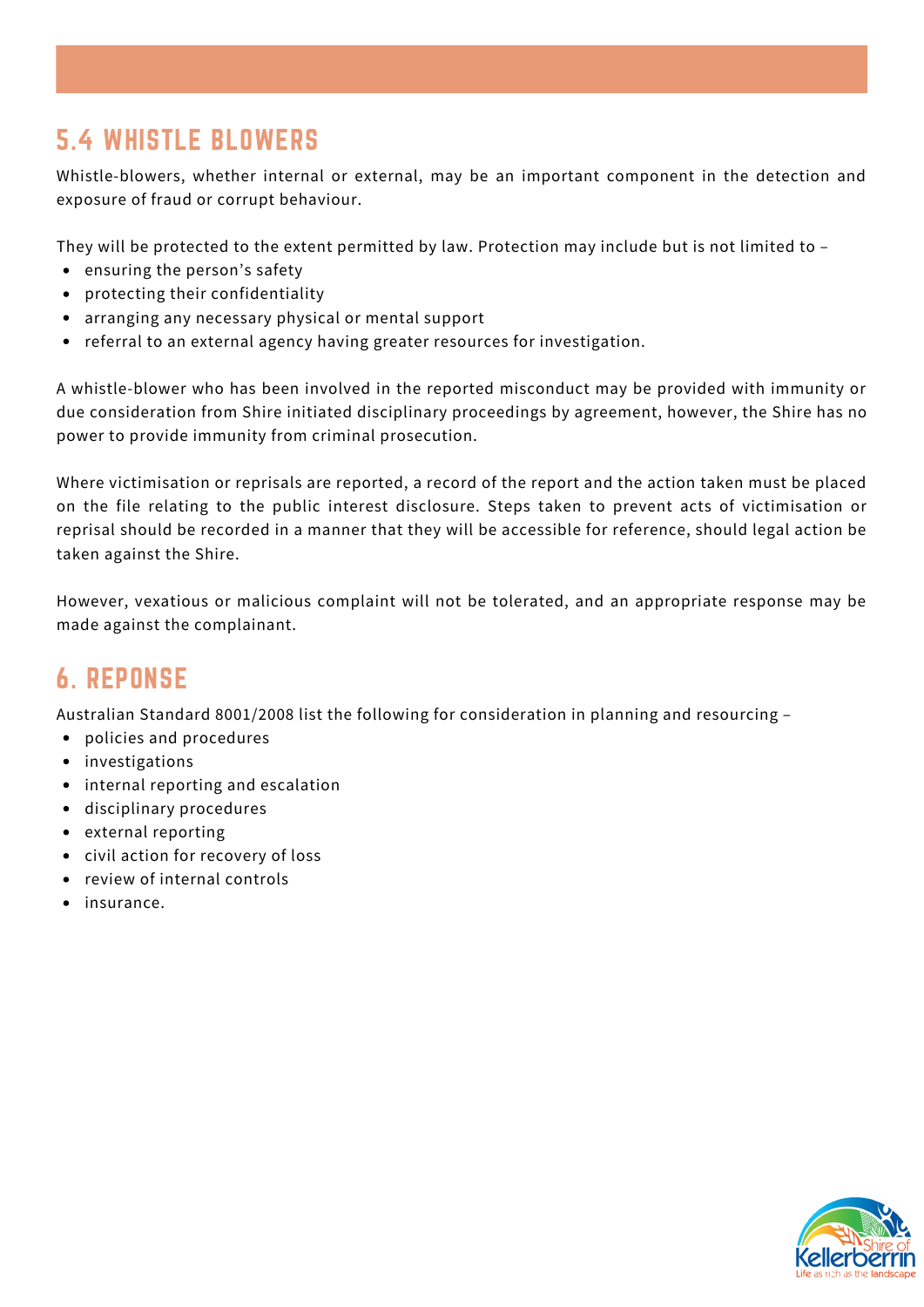## 5.4 WHISTLE BLOWERS

Whistle-blowers, whether internal or external, may be an important component in the detection and exposure of fraud or corrupt behaviour.

They will be protected to the extent permitted by law. Protection may include but is not limited to –

- ensuring the person's safety
- protecting their confidentiality
- arranging any necessary physical or mental support
- referral to an external agency having greater resources for investigation.

A whistle-blower who has been involved in the reported misconduct may be provided with immunity or due consideration from Shire initiated disciplinary proceedings by agreement, however, the Shire has no power to provide immunity from criminal prosecution.

Where victimisation or reprisals are reported, a record of the report and the action taken must be placed on the file relating to the public interest disclosure. Steps taken to prevent acts of victimisation or reprisal should be recorded in a manner that they will be accessible for reference, should legal action be taken against the Shire.

However, vexatious or malicious complaint will not be tolerated, and an appropriate response may be made against the complainant.

## 6. REPONSE

Australian Standard 8001/2008 list the following for consideration in planning and resourcing –

- policies and procedures
- investigations
- internal reporting and escalation
- disciplinary procedures
- external reporting
- civil action for recovery of loss
- review of internal controls
- insurance.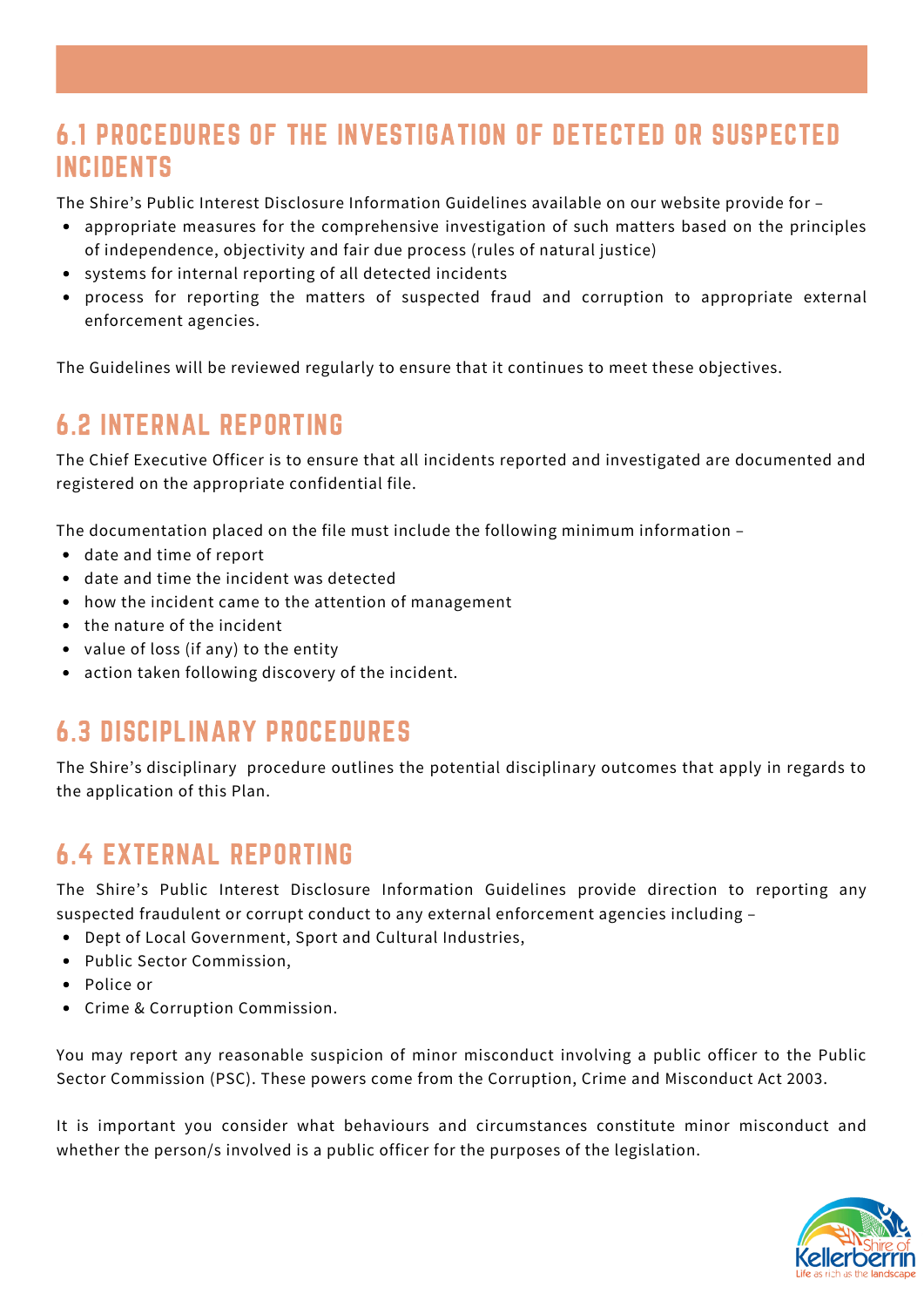## 6.1 PROCEDURES OF THE INVESTIGATION OF DETECTED OR SUSPECTED INCIDENTS

The Shire's Public Interest Disclosure Information Guidelines available on our website provide for –

- appropriate measures for the comprehensive investigation of such matters based on the principles of independence, objectivity and fair due process (rules of natural justice)
- systems for internal reporting of all detected incidents
- process for reporting the matters of suspected fraud and corruption to appropriate external enforcement agencies.

The Guidelines will be reviewed regularly to ensure that it continues to meet these objectives.

## 6.2 INTERNAL REPORTING

The Chief Executive Officer is to ensure that all incidents reported and investigated are documented and registered on the appropriate confidential file.

The documentation placed on the file must include the following minimum information –

- date and time of report
- date and time the incident was detected
- how the incident came to the attention of management
- the nature of the incident
- value of loss (if any) to the entity
- action taken following discovery of the incident.

## 6.3 DISCIPLINARY PROCEDURES

The Shire's disciplinary procedure outlines the potential disciplinary outcomes that apply in regards to the application of this Plan.

## 6.4 EXTERNAL REPORTING

The Shire's Public Interest Disclosure Information Guidelines provide direction to reporting any suspected fraudulent or corrupt conduct to any external enforcement agencies including –

- Dept of Local Government, Sport and Cultural Industries,
- Public Sector Commission,
- Police or
- Crime & Corruption Commission.

You may report any reasonable suspicion of minor misconduct involving a public officer to the Public Sector Commission (PSC). These powers come from the Corruption, Crime and Misconduct Act 2003.

It is important you consider what behaviours and circumstances constitute minor misconduct and whether the person/s involved is a public officer for the purposes of the legislation.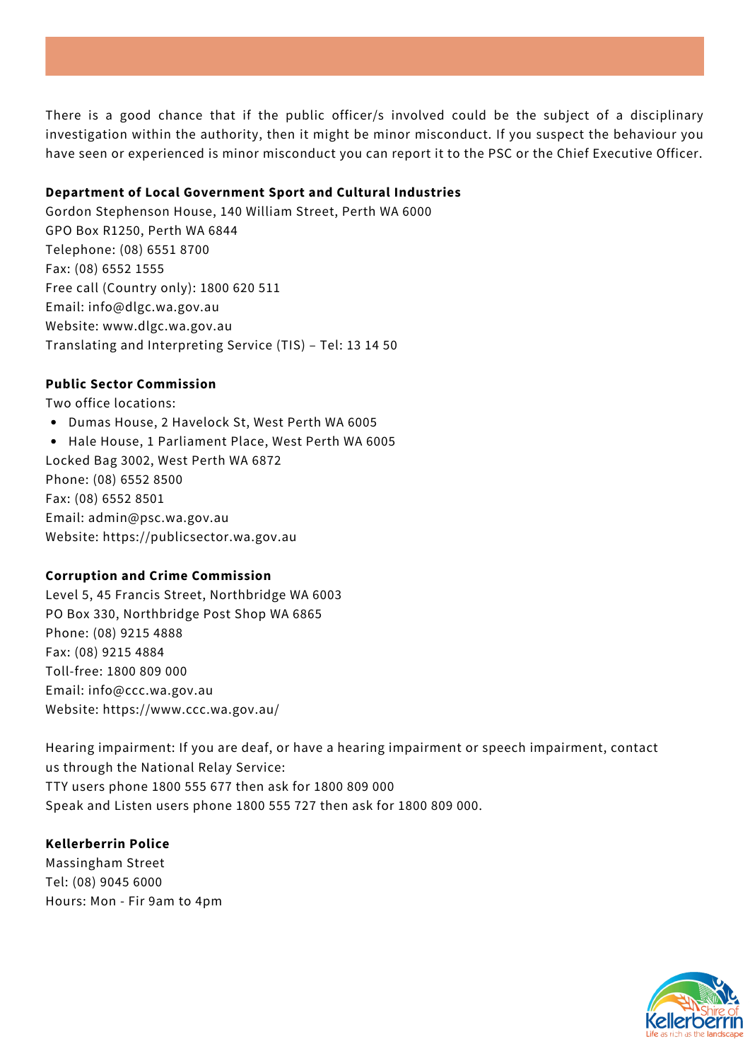There is a good chance that if the public officer/s involved could be the subject of a disciplinary investigation within the authority, then it might be minor misconduct. If you suspect the behaviour you have seen or experienced is minor misconduct you can report it to the PSC or the Chief Executive Officer.

**Department of Local Government Sport and Cultural Industries**
Gordon Stephenson House, 140 William Street, Perth WA 6000
GPO Box R1250, Perth WA 6844
Telephone: (08) 6551 8700
Fax: (08) 6552 1555
Free call (Country only): 1800 620 511
Email: info@dlgc.wa.gov.au
Website: www.dlgc.wa.gov.au
Translating and Interpreting Service (TIS) – Tel: 13 14 50

**Public Sector Commission**
Two office locations:

- Dumas House, 2 Havelock St, West Perth WA 6005
- Hale House, 1 Parliament Place, West Perth WA 6005

Locked Bag 3002, West Perth WA 6872
Phone: (08) 6552 8500
Fax: (08) 6552 8501
Email: admin@psc.wa.gov.au
Website: https://publicsector.wa.gov.au

**Corruption and Crime Commission**
Level 5, 45 Francis Street, Northbridge WA 6003
PO Box 330, Northbridge Post Shop WA 6865
Phone: (08) 9215 4888
Fax: (08) 9215 4884
Toll-free: 1800 809 000
Email: info@ccc.wa.gov.au
Website: https://www.ccc.wa.gov.au/

Hearing impairment: If you are deaf, or have a hearing impairment or speech impairment, contact us through the National Relay Service:
TTY users phone 1800 555 677 then ask for 1800 809 000
Speak and Listen users phone 1800 555 727 then ask for 1800 809 000.

**Kellerberrin Police**
Massingham Street
Tel: (08) 9045 6000
Hours: Mon - Fir 9am to 4pm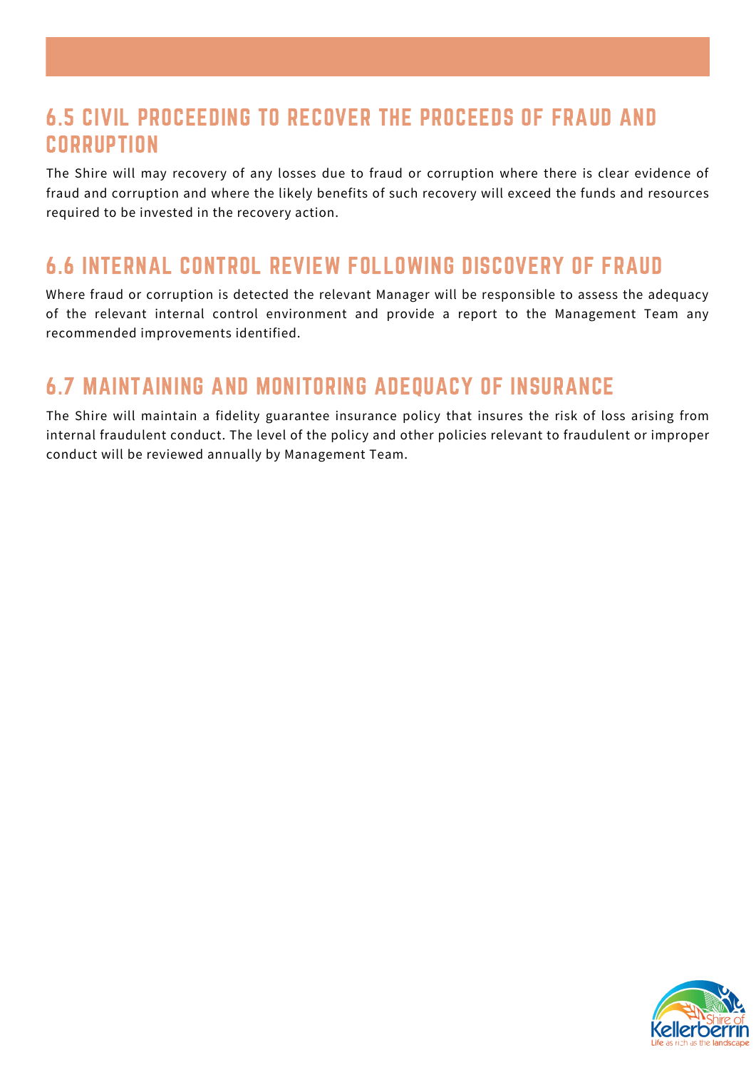## 6.5 CIVIL PROCEEDING TO RECOVER THE PROCEEDS OF FRAUD AND CORRUPTION

The Shire will may recovery of any losses due to fraud or corruption where there is clear evidence of fraud and corruption and where the likely benefits of such recovery will exceed the funds and resources required to be invested in the recovery action.

## 6.6 INTERNAL CONTROL REVIEW FOLLOWING DISCOVERY OF FRAUD

Where fraud or corruption is detected the relevant Manager will be responsible to assess the adequacy of the relevant internal control environment and provide a report to the Management Team any recommended improvements identified.

## 6.7 MAINTAINING AND MONITORING ADEQUACY OF INSURANCE

The Shire will maintain a fidelity guarantee insurance policy that insures the risk of loss arising from internal fraudulent conduct. The level of the policy and other policies relevant to fraudulent or improper conduct will be reviewed annually by Management Team.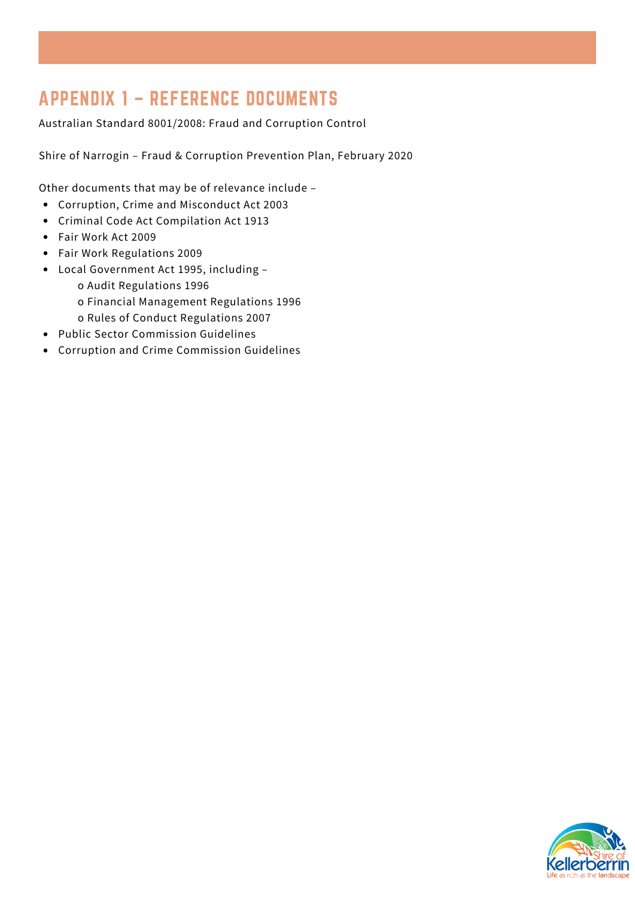# APPENDIX 1 – REFERENCE DOCUMENTS

Australian Standard 8001/2008: Fraud and Corruption Control

Shire of Narrogin – Fraud & Corruption Prevention Plan, February 2020

Other documents that may be of relevance include –

- Corruption, Crime and Misconduct Act 2003
- Criminal Code Act Compilation Act 1913
- Fair Work Act 2009
- Fair Work Regulations 2009
- Local Government Act 1995, including –
  - Audit Regulations 1996
  - Financial Management Regulations 1996
  - Rules of Conduct Regulations 2007
- Public Sector Commission Guidelines
- Corruption and Crime Commission Guidelines